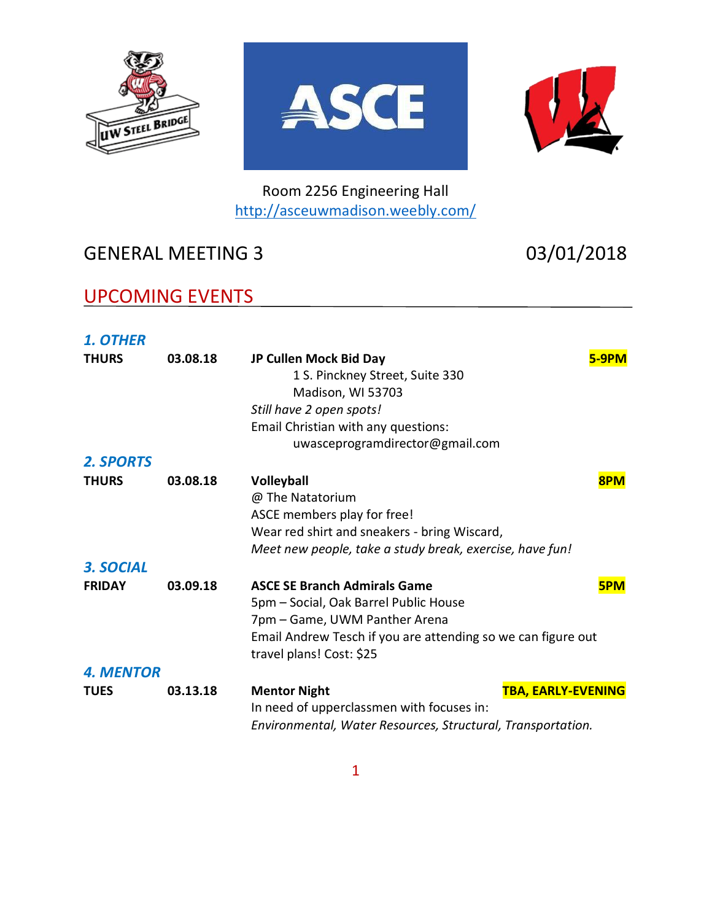Room 2256 Engineering Hall
http://asceuwmadison.weebly.com/

# GENERAL MEETING 3 03/01/2018

## UPCOMING EVENTS

### *1. OTHER*

**THURS** **03.08.18** **JP Cullen Mock Bid Day** **5-9PM**

1 S. Pinckney Street, Suite 330
Madison, WI 53703

*Still have 2 open spots!*

Email Christian with any questions:
uwasceprogramdirector@gmail.com

### *2. SPORTS*

**THURS** **03.08.18** **Volleyball** **8PM**

@ The Natatorium
ASCE members play for free!
Wear red shirt and sneakers - bring Wiscard,
*Meet new people, take a study break, exercise, have fun!*

### *3. SOCIAL*

**FRIDAY** **03.09.18** **ASCE SE Branch Admirals Game** **5PM**

5pm – Social, Oak Barrel Public House
7pm – Game, UWM Panther Arena
Email Andrew Tesch if you are attending so we can figure out travel plans! Cost: $25

### *4. MENTOR*

**TUES** **03.13.18** **Mentor Night** **TBA, EARLY-EVENING**

In need of upperclassmen with focuses in:
*Environmental, Water Resources, Structural, Transportation.*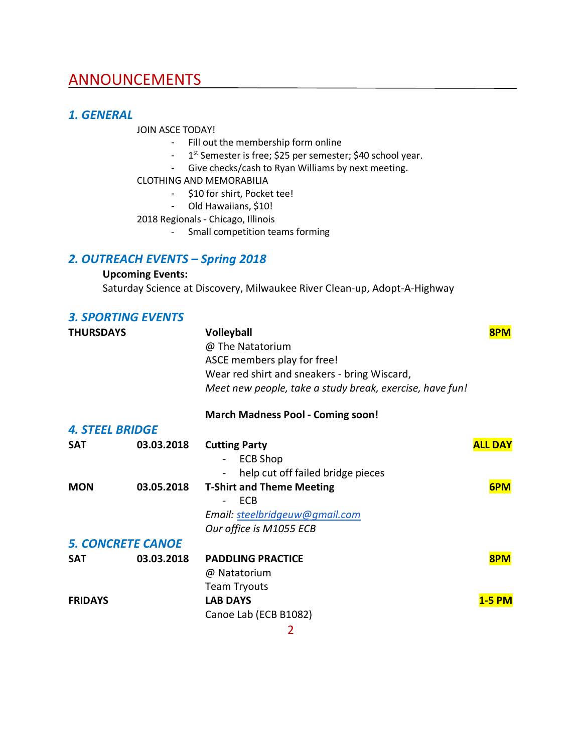# ANNOUNCEMENTS

## *1. GENERAL*

JOIN ASCE TODAY!

- Fill out the membership form online
- 1st Semester is free; $25 per semester; $40 school year.
- Give checks/cash to Ryan Williams by next meeting.

CLOTHING AND MEMORABILIA

- $10 for shirt, Pocket tee!
- Old Hawaiians, $10!

2018 Regionals - Chicago, Illinois

- Small competition teams forming

## *2. OUTREACH EVENTS – Spring 2018*

**Upcoming Events:**
Saturday Science at Discovery, Milwaukee River Clean-up, Adopt-A-Highway

## *3. SPORTING EVENTS*

**THURSDAYS** — **Volleyball** — **8PM**
@ The Natatorium
ASCE members play for free!
Wear red shirt and sneakers - bring Wiscard,
*Meet new people, take a study break, exercise, have fun!*

**March Madness Pool - Coming soon!**

## *4. STEEL BRIDGE*

**SAT** 03.03.2018 — **Cutting Party** — **ALL DAY**

- ECB Shop
- help cut off failed bridge pieces

**MON** 03.05.2018 — **T-Shirt and Theme Meeting** — **6PM**

- ECB

*Email: steelbridgeuw@gmail.com*
*Our office is M1055 ECB*

## *5. CONCRETE CANOE*

**SAT** 03.03.2018 — **PADDLING PRACTICE** — **8PM**
@ Natatorium
Team Tryouts

**FRIDAYS** — **LAB DAYS** — **1-5 PM**
Canoe Lab (ECB B1082)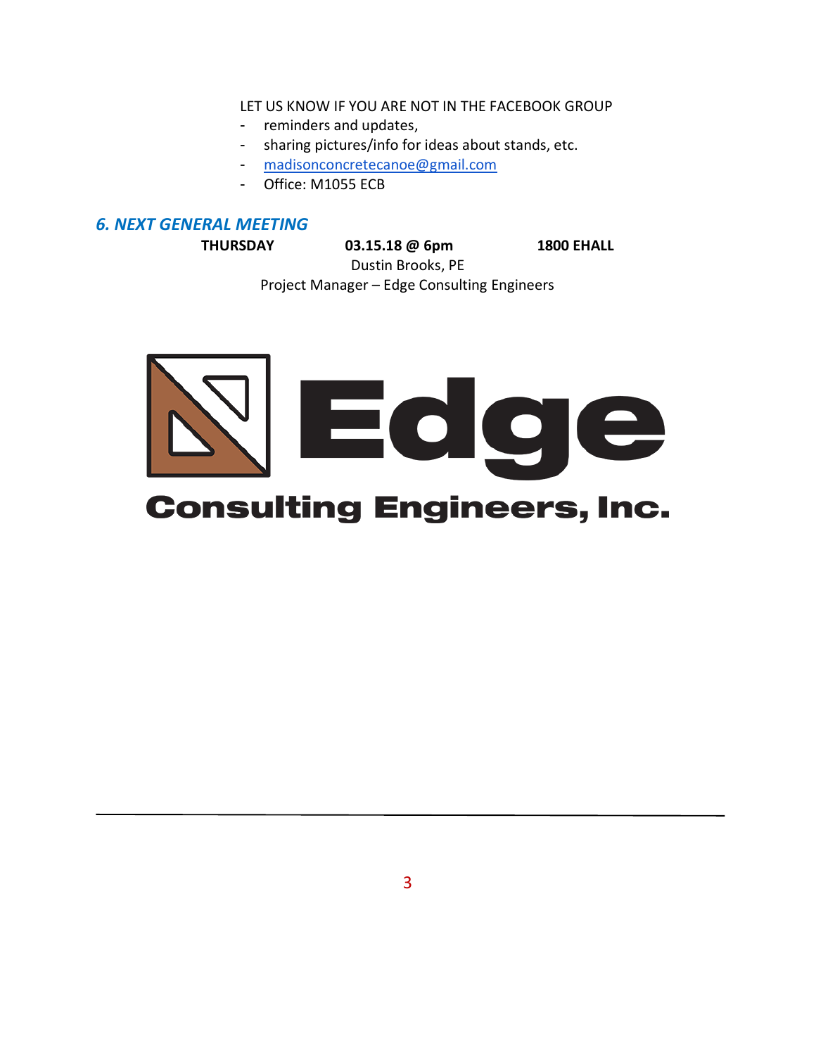LET US KNOW IF YOU ARE NOT IN THE FACEBOOK GROUP

- reminders and updates,
- sharing pictures/info for ideas about stands, etc.
- madisonconcretecanoe@gmail.com
- Office: M1055 ECB

## *6. NEXT GENERAL MEETING*

**THURSDAY** **03.15.18 @ 6pm** **1800 EHALL**

Dustin Brooks, PE

Project Manager – Edge Consulting Engineers

Edge

Consulting Engineers, Inc.